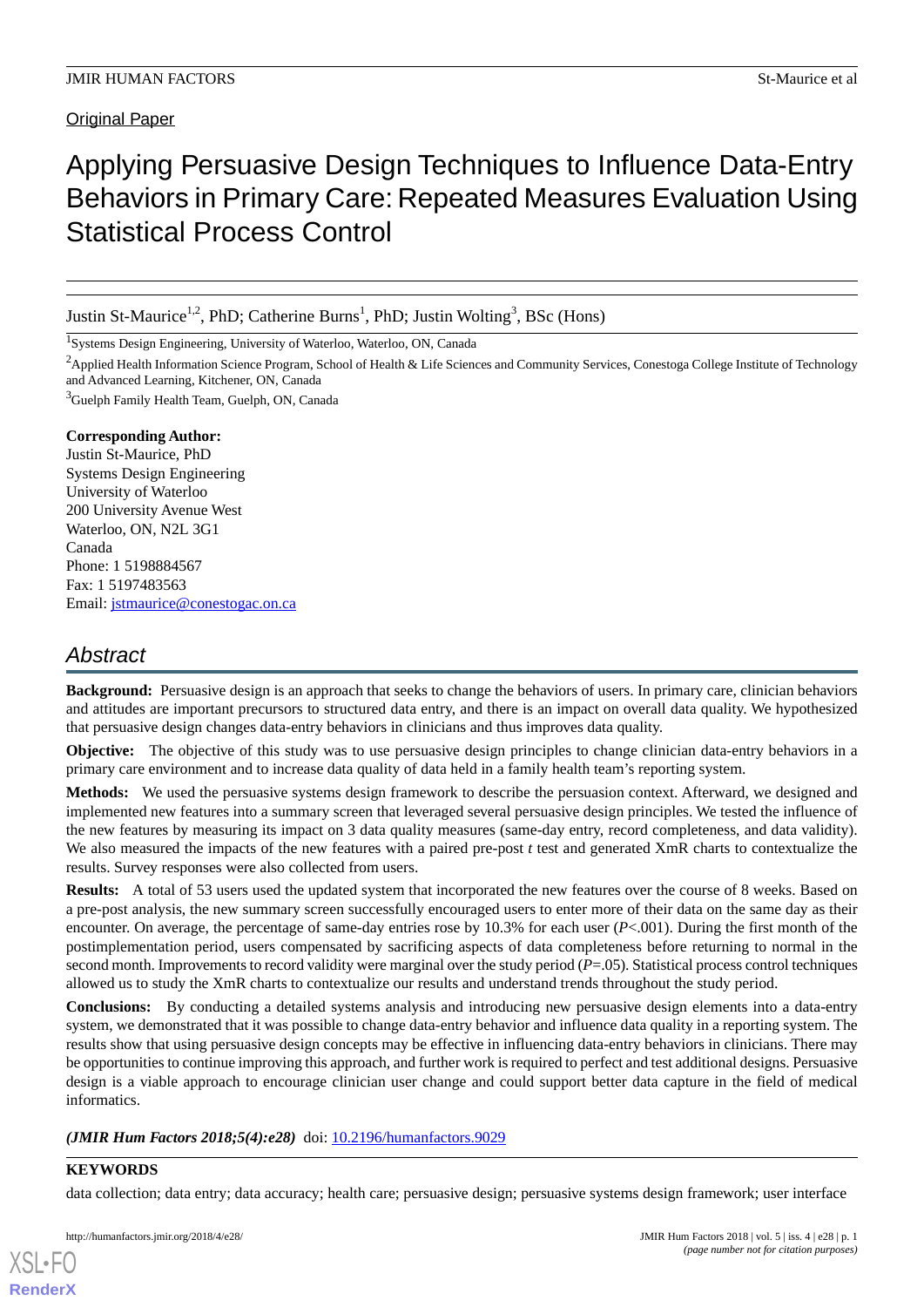Original Paper

# Applying Persuasive Design Techniques to Influence Data-Entry Behaviors in Primary Care: Repeated Measures Evaluation Using Statistical Process Control

Justin St-Maurice[1,2], PhD; Catherine Burns[1], PhD; Justin Wolting[3], BSc (Hons)

[1]Systems Design Engineering, University of Waterloo, Waterloo, ON, Canada

[2]Applied Health Information Science Program, School of Health & Life Sciences and Community Services, Conestoga College Institute of Technology and Advanced Learning, Kitchener, ON, Canada

[3]Guelph Family Health Team, Guelph, ON, Canada

**Corresponding Author:**
Justin St-Maurice, PhD
Systems Design Engineering
University of Waterloo
200 University Avenue West
Waterloo, ON, N2L 3G1
Canada
Phone: 1 5198884567
Fax: 1 5197483563
Email: jstmaurice@conestogac.on.ca

## Abstract

**Background:** Persuasive design is an approach that seeks to change the behaviors of users. In primary care, clinician behaviors and attitudes are important precursors to structured data entry, and there is an impact on overall data quality. We hypothesized that persuasive design changes data-entry behaviors in clinicians and thus improves data quality.

**Objective:** The objective of this study was to use persuasive design principles to change clinician data-entry behaviors in a primary care environment and to increase data quality of data held in a family health team's reporting system.

**Methods:** We used the persuasive systems design framework to describe the persuasion context. Afterward, we designed and implemented new features into a summary screen that leveraged several persuasive design principles. We tested the influence of the new features by measuring its impact on 3 data quality measures (same-day entry, record completeness, and data validity). We also measured the impacts of the new features with a paired pre-post *t* test and generated XmR charts to contextualize the results. Survey responses were also collected from users.

**Results:** A total of 53 users used the updated system that incorporated the new features over the course of 8 weeks. Based on a pre-post analysis, the new summary screen successfully encouraged users to enter more of their data on the same day as their encounter. On average, the percentage of same-day entries rose by 10.3% for each user ($P<.001$). During the first month of the postimplementation period, users compensated by sacrificing aspects of data completeness before returning to normal in the second month. Improvements to record validity were marginal over the study period ($P=.05$). Statistical process control techniques allowed us to study the XmR charts to contextualize our results and understand trends throughout the study period.

**Conclusions:** By conducting a detailed systems analysis and introducing new persuasive design elements into a data-entry system, we demonstrated that it was possible to change data-entry behavior and influence data quality in a reporting system. The results show that using persuasive design concepts may be effective in influencing data-entry behaviors in clinicians. There may be opportunities to continue improving this approach, and further work is required to perfect and test additional designs. Persuasive design is a viable approach to encourage clinician user change and could support better data capture in the field of medical informatics.

***(JMIR Hum Factors 2018;5(4):e28)*** doi: 10.2196/humanfactors.9029

**KEYWORDS**

data collection; data entry; data accuracy; health care; persuasive design; persuasive systems design framework; user interface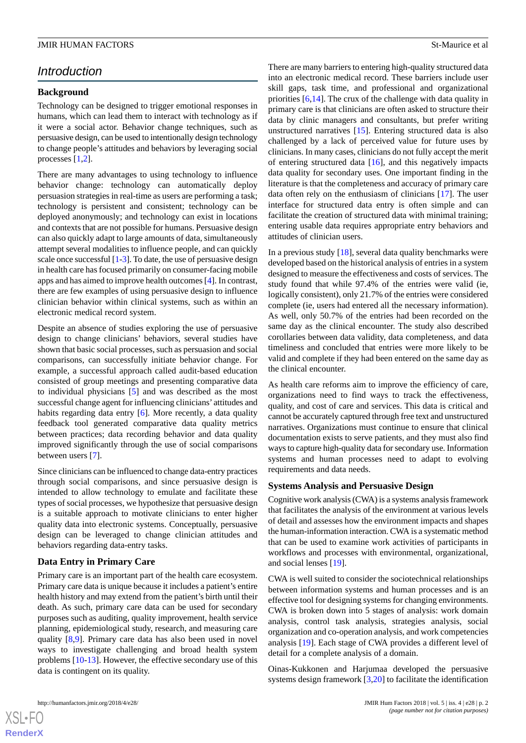## Introduction

### Background

Technology can be designed to trigger emotional responses in humans, which can lead them to interact with technology as if it were a social actor. Behavior change techniques, such as persuasive design, can be used to intentionally design technology to change people's attitudes and behaviors by leveraging social processes [1,2].

There are many advantages to using technology to influence behavior change: technology can automatically deploy persuasion strategies in real-time as users are performing a task; technology is persistent and consistent; technology can be deployed anonymously; and technology can exist in locations and contexts that are not possible for humans. Persuasive design can also quickly adapt to large amounts of data, simultaneously attempt several modalities to influence people, and can quickly scale once successful [1-3]. To date, the use of persuasive design in health care has focused primarily on consumer-facing mobile apps and has aimed to improve health outcomes [4]. In contrast, there are few examples of using persuasive design to influence clinician behavior within clinical systems, such as within an electronic medical record system.

Despite an absence of studies exploring the use of persuasive design to change clinicians' behaviors, several studies have shown that basic social processes, such as persuasion and social comparisons, can successfully initiate behavior change. For example, a successful approach called audit-based education consisted of group meetings and presenting comparative data to individual physicians [5] and was described as the most successful change agent for influencing clinicians' attitudes and habits regarding data entry [6]. More recently, a data quality feedback tool generated comparative data quality metrics between practices; data recording behavior and data quality improved significantly through the use of social comparisons between users [7].

Since clinicians can be influenced to change data-entry practices through social comparisons, and since persuasive design is intended to allow technology to emulate and facilitate these types of social processes, we hypothesize that persuasive design is a suitable approach to motivate clinicians to enter higher quality data into electronic systems. Conceptually, persuasive design can be leveraged to change clinician attitudes and behaviors regarding data-entry tasks.

### Data Entry in Primary Care

Primary care is an important part of the health care ecosystem. Primary care data is unique because it includes a patient's entire health history and may extend from the patient's birth until their death. As such, primary care data can be used for secondary purposes such as auditing, quality improvement, health service planning, epidemiological study, research, and measuring care quality [8,9]. Primary care data has also been used in novel ways to investigate challenging and broad health system problems [10-13]. However, the effective secondary use of this data is contingent on its quality.

There are many barriers to entering high-quality structured data into an electronic medical record. These barriers include user skill gaps, task time, and professional and organizational priorities [6,14]. The crux of the challenge with data quality in primary care is that clinicians are often asked to structure their data by clinic managers and consultants, but prefer writing unstructured narratives [15]. Entering structured data is also challenged by a lack of perceived value for future uses by clinicians. In many cases, clinicians do not fully accept the merit of entering structured data [16], and this negatively impacts data quality for secondary uses. One important finding in the literature is that the completeness and accuracy of primary care data often rely on the enthusiasm of clinicians [17]. The user interface for structured data entry is often simple and can facilitate the creation of structured data with minimal training; entering usable data requires appropriate entry behaviors and attitudes of clinician users.

In a previous study [18], several data quality benchmarks were developed based on the historical analysis of entries in a system designed to measure the effectiveness and costs of services. The study found that while 97.4% of the entries were valid (ie, logically consistent), only 21.7% of the entries were considered complete (ie, users had entered all the necessary information). As well, only 50.7% of the entries had been recorded on the same day as the clinical encounter. The study also described corollaries between data validity, data completeness, and data timeliness and concluded that entries were more likely to be valid and complete if they had been entered on the same day as the clinical encounter.

As health care reforms aim to improve the efficiency of care, organizations need to find ways to track the effectiveness, quality, and cost of care and services. This data is critical and cannot be accurately captured through free text and unstructured narratives. Organizations must continue to ensure that clinical documentation exists to serve patients, and they must also find ways to capture high-quality data for secondary use. Information systems and human processes need to adapt to evolving requirements and data needs.

### Systems Analysis and Persuasive Design

Cognitive work analysis (CWA) is a systems analysis framework that facilitates the analysis of the environment at various levels of detail and assesses how the environment impacts and shapes the human-information interaction. CWA is a systematic method that can be used to examine work activities of participants in workflows and processes with environmental, organizational, and social lenses [19].

CWA is well suited to consider the sociotechnical relationships between information systems and human processes and is an effective tool for designing systems for changing environments. CWA is broken down into 5 stages of analysis: work domain analysis, control task analysis, strategies analysis, social organization and co-operation analysis, and work competencies analysis [19]. Each stage of CWA provides a different level of detail for a complete analysis of a domain.

Oinas-Kukkonen and Harjumaa developed the persuasive systems design framework [3,20] to facilitate the identification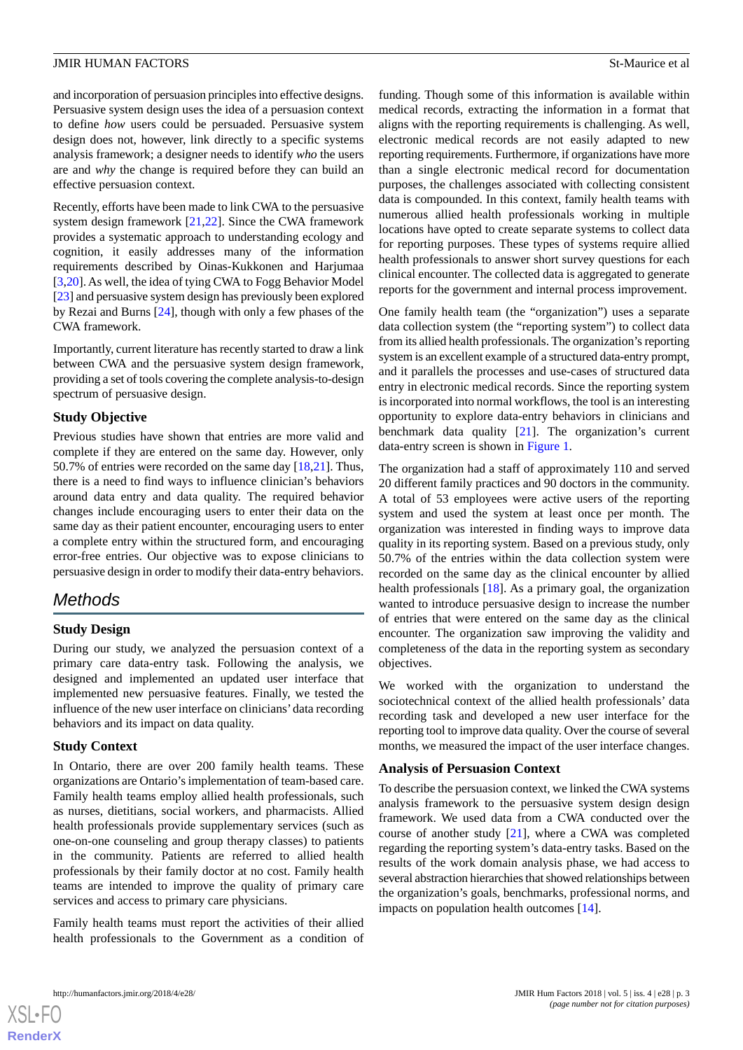and incorporation of persuasion principles into effective designs. Persuasive system design uses the idea of a persuasion context to define *how* users could be persuaded. Persuasive system design does not, however, link directly to a specific systems analysis framework; a designer needs to identify *who* the users are and *why* the change is required before they can build an effective persuasion context.

Recently, efforts have been made to link CWA to the persuasive system design framework [21,22]. Since the CWA framework provides a systematic approach to understanding ecology and cognition, it easily addresses many of the information requirements described by Oinas-Kukkonen and Harjumaa [3,20]. As well, the idea of tying CWA to Fogg Behavior Model [23] and persuasive system design has previously been explored by Rezai and Burns [24], though with only a few phases of the CWA framework.

Importantly, current literature has recently started to draw a link between CWA and the persuasive system design framework, providing a set of tools covering the complete analysis-to-design spectrum of persuasive design.

### Study Objective

Previous studies have shown that entries are more valid and complete if they are entered on the same day. However, only 50.7% of entries were recorded on the same day [18,21]. Thus, there is a need to find ways to influence clinician's behaviors around data entry and data quality. The required behavior changes include encouraging users to enter their data on the same day as their patient encounter, encouraging users to enter a complete entry within the structured form, and encouraging error-free entries. Our objective was to expose clinicians to persuasive design in order to modify their data-entry behaviors.

## Methods

### Study Design

During our study, we analyzed the persuasion context of a primary care data-entry task. Following the analysis, we designed and implemented an updated user interface that implemented new persuasive features. Finally, we tested the influence of the new user interface on clinicians' data recording behaviors and its impact on data quality.

### Study Context

In Ontario, there are over 200 family health teams. These organizations are Ontario's implementation of team-based care. Family health teams employ allied health professionals, such as nurses, dietitians, social workers, and pharmacists. Allied health professionals provide supplementary services (such as one-on-one counseling and group therapy classes) to patients in the community. Patients are referred to allied health professionals by their family doctor at no cost. Family health teams are intended to improve the quality of primary care services and access to primary care physicians.

Family health teams must report the activities of their allied health professionals to the Government as a condition of funding. Though some of this information is available within medical records, extracting the information in a format that aligns with the reporting requirements is challenging. As well, electronic medical records are not easily adapted to new reporting requirements. Furthermore, if organizations have more than a single electronic medical record for documentation purposes, the challenges associated with collecting consistent data is compounded. In this context, family health teams with numerous allied health professionals working in multiple locations have opted to create separate systems to collect data for reporting purposes. These types of systems require allied health professionals to answer short survey questions for each clinical encounter. The collected data is aggregated to generate reports for the government and internal process improvement.

One family health team (the "organization") uses a separate data collection system (the "reporting system") to collect data from its allied health professionals. The organization's reporting system is an excellent example of a structured data-entry prompt, and it parallels the processes and use-cases of structured data entry in electronic medical records. Since the reporting system is incorporated into normal workflows, the tool is an interesting opportunity to explore data-entry behaviors in clinicians and benchmark data quality [21]. The organization's current data-entry screen is shown in Figure 1.

The organization had a staff of approximately 110 and served 20 different family practices and 90 doctors in the community. A total of 53 employees were active users of the reporting system and used the system at least once per month. The organization was interested in finding ways to improve data quality in its reporting system. Based on a previous study, only 50.7% of the entries within the data collection system were recorded on the same day as the clinical encounter by allied health professionals [18]. As a primary goal, the organization wanted to introduce persuasive design to increase the number of entries that were entered on the same day as the clinical encounter. The organization saw improving the validity and completeness of the data in the reporting system as secondary objectives.

We worked with the organization to understand the sociotechnical context of the allied health professionals' data recording task and developed a new user interface for the reporting tool to improve data quality. Over the course of several months, we measured the impact of the user interface changes.

### Analysis of Persuasion Context

To describe the persuasion context, we linked the CWA systems analysis framework to the persuasive system design design framework. We used data from a CWA conducted over the course of another study [21], where a CWA was completed regarding the reporting system's data-entry tasks. Based on the results of the work domain analysis phase, we had access to several abstraction hierarchies that showed relationships between the organization's goals, benchmarks, professional norms, and impacts on population health outcomes [14].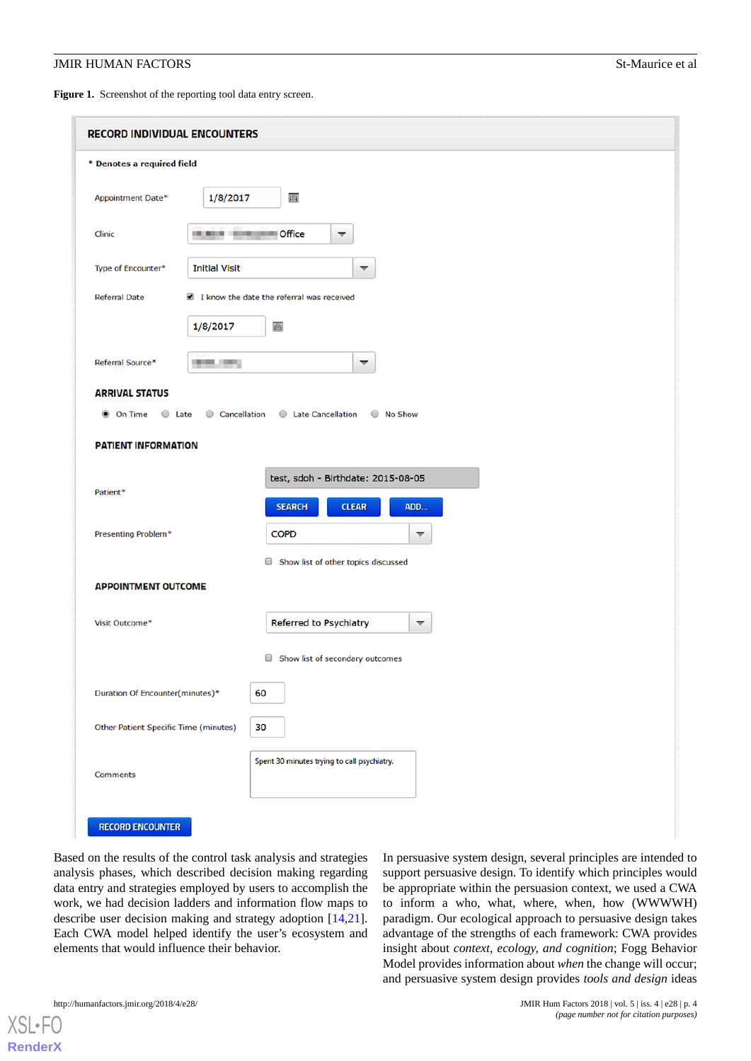**Figure 1.** Screenshot of the reporting tool data entry screen.

Based on the results of the control task analysis and strategies analysis phases, which described decision making regarding data entry and strategies employed by users to accomplish the work, we had decision ladders and information flow maps to describe user decision making and strategy adoption [14,21]. Each CWA model helped identify the user's ecosystem and elements that would influence their behavior.

In persuasive system design, several principles are intended to support persuasive design. To identify which principles would be appropriate within the persuasion context, we used a CWA to inform a who, what, where, when, how (WWWWH) paradigm. Our ecological approach to persuasive design takes advantage of the strengths of each framework: CWA provides insight about *context, ecology, and cognition*; Fogg Behavior Model provides information about *when* the change will occur; and persuasive system design provides *tools and design* ideas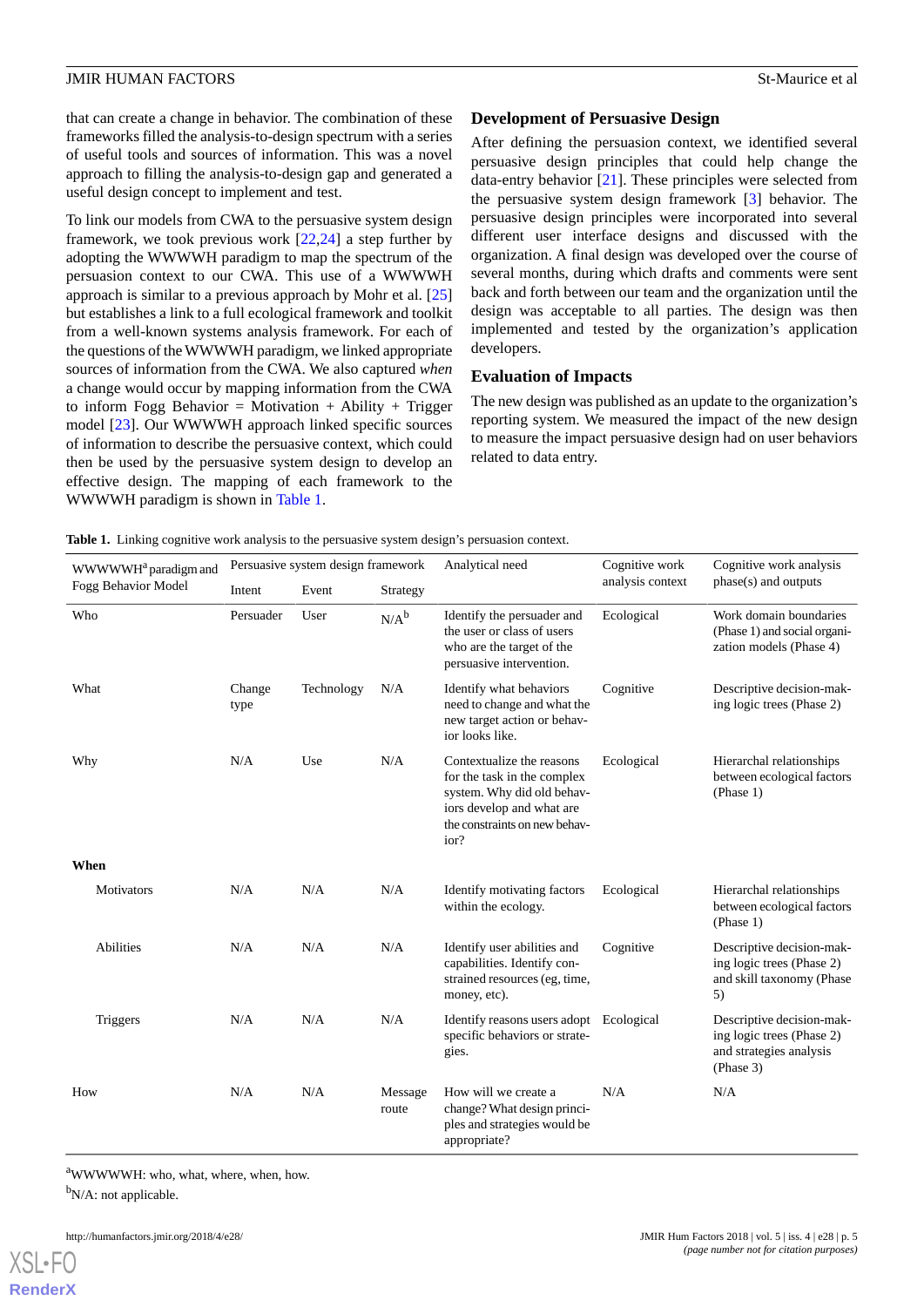that can create a change in behavior. The combination of these frameworks filled the analysis-to-design spectrum with a series of useful tools and sources of information. This was a novel approach to filling the analysis-to-design gap and generated a useful design concept to implement and test.

To link our models from CWA to the persuasive system design framework, we took previous work [22,24] a step further by adopting the WWWWH paradigm to map the spectrum of the persuasion context to our CWA. This use of a WWWWH approach is similar to a previous approach by Mohr et al. [25] but establishes a link to a full ecological framework and toolkit from a well-known systems analysis framework. For each of the questions of the WWWWH paradigm, we linked appropriate sources of information from the CWA. We also captured *when* a change would occur by mapping information from the CWA to inform Fogg Behavior = Motivation + Ability + Trigger model [23]. Our WWWWH approach linked specific sources of information to describe the persuasive context, which could then be used by the persuasive system design to develop an effective design. The mapping of each framework to the WWWWH paradigm is shown in Table 1.

## Development of Persuasive Design

After defining the persuasion context, we identified several persuasive design principles that could help change the data-entry behavior [21]. These principles were selected from the persuasive system design framework [3] behavior. The persuasive design principles were incorporated into several different user interface designs and discussed with the organization. A final design was developed over the course of several months, during which drafts and comments were sent back and forth between our team and the organization until the design was acceptable to all parties. The design was then implemented and tested by the organization's application developers.

## Evaluation of Impacts

The new design was published as an update to the organization's reporting system. We measured the impact of the new design to measure the impact persuasive design had on user behaviors related to data entry.

**Table 1.** Linking cognitive work analysis to the persuasive system design's persuasion context.

| WWWWWH[a] paradigm and Fogg Behavior Model | Persuasive system design framework | | | Analytical need | Cognitive work analysis context | Cognitive work analysis phase(s) and outputs |
|---|---|---|---|---|---|---|
| | Intent | Event | Strategy | | | |
| Who | Persuader | User | N/A[b] | Identify the persuader and the user or class of users who are the target of the persuasive intervention. | Ecological | Work domain boundaries (Phase 1) and social organization models (Phase 4) |
| What | Change type | Technology | N/A | Identify what behaviors need to change and what the new target action or behavior looks like. | Cognitive | Descriptive decision-making logic trees (Phase 2) |
| Why | N/A | Use | N/A | Contextualize the reasons for the task in the complex system. Why did old behaviors develop and what are the constraints on new behavior? | Ecological | Hierarchal relationships between ecological factors (Phase 1) |
| **When** | | | | | | |
| Motivators | N/A | N/A | N/A | Identify motivating factors within the ecology. | Ecological | Hierarchal relationships between ecological factors (Phase 1) |
| Abilities | N/A | N/A | N/A | Identify user abilities and capabilities. Identify constrained resources (eg, time, money, etc). | Cognitive | Descriptive decision-making logic trees (Phase 2) and skill taxonomy (Phase 5) |
| Triggers | N/A | N/A | N/A | Identify reasons users adopt specific behaviors or strategies. | Ecological | Descriptive decision-making logic trees (Phase 2) and strategies analysis (Phase 3) |
| How | N/A | N/A | Message route | How will we create a change? What design principles and strategies would be appropriate? | N/A | N/A |

[a]WWWWWH: who, what, where, when, how.

[b]N/A: not applicable.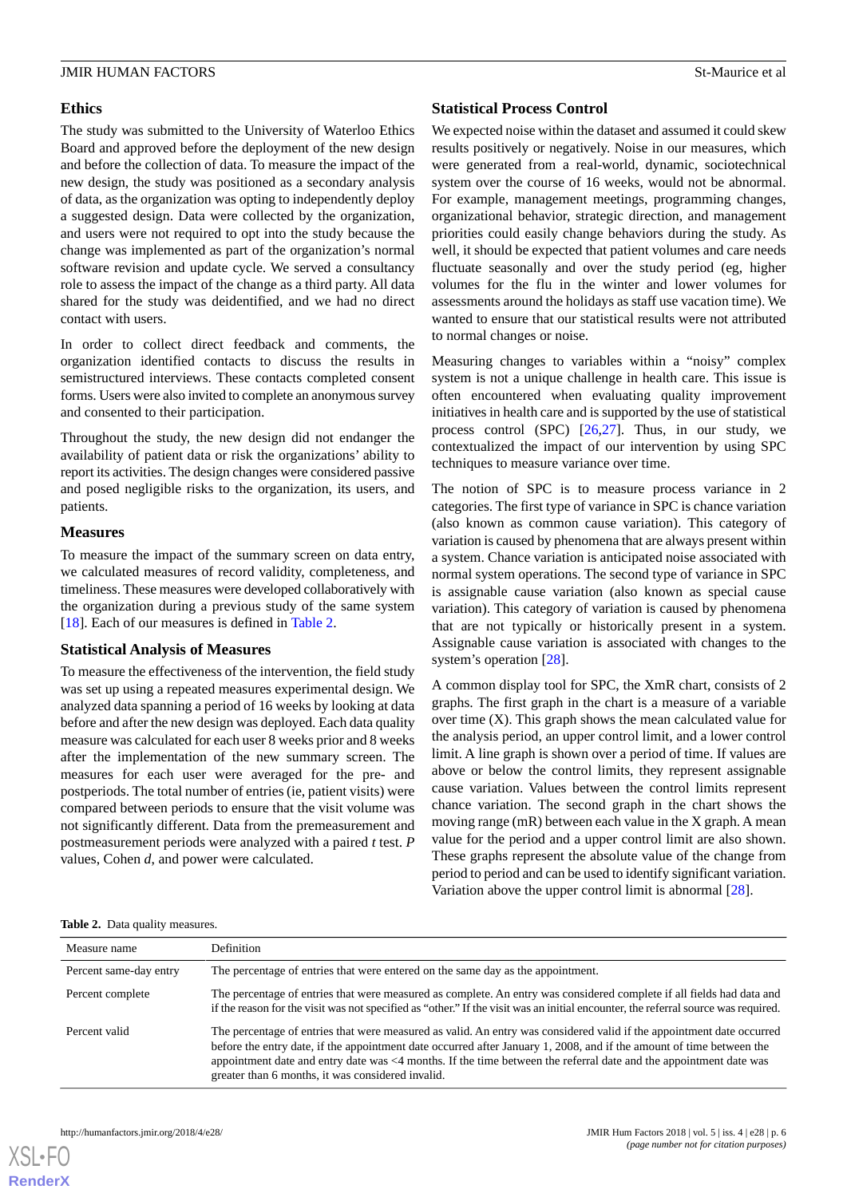## Ethics

The study was submitted to the University of Waterloo Ethics Board and approved before the deployment of the new design and before the collection of data. To measure the impact of the new design, the study was positioned as a secondary analysis of data, as the organization was opting to independently deploy a suggested design. Data were collected by the organization, and users were not required to opt into the study because the change was implemented as part of the organization's normal software revision and update cycle. We served a consultancy role to assess the impact of the change as a third party. All data shared for the study was deidentified, and we had no direct contact with users.

In order to collect direct feedback and comments, the organization identified contacts to discuss the results in semistructured interviews. These contacts completed consent forms. Users were also invited to complete an anonymous survey and consented to their participation.

Throughout the study, the new design did not endanger the availability of patient data or risk the organizations' ability to report its activities. The design changes were considered passive and posed negligible risks to the organization, its users, and patients.

## Measures

To measure the impact of the summary screen on data entry, we calculated measures of record validity, completeness, and timeliness. These measures were developed collaboratively with the organization during a previous study of the same system [18]. Each of our measures is defined in Table 2.

## Statistical Analysis of Measures

To measure the effectiveness of the intervention, the field study was set up using a repeated measures experimental design. We analyzed data spanning a period of 16 weeks by looking at data before and after the new design was deployed. Each data quality measure was calculated for each user 8 weeks prior and 8 weeks after the implementation of the new summary screen. The measures for each user were averaged for the pre- and postperiods. The total number of entries (ie, patient visits) were compared between periods to ensure that the visit volume was not significantly different. Data from the premeasurement and postmeasurement periods were analyzed with a paired *t* test. *P* values, Cohen *d*, and power were calculated.

## Statistical Process Control

We expected noise within the dataset and assumed it could skew results positively or negatively. Noise in our measures, which were generated from a real-world, dynamic, sociotechnical system over the course of 16 weeks, would not be abnormal. For example, management meetings, programming changes, organizational behavior, strategic direction, and management priorities could easily change behaviors during the study. As well, it should be expected that patient volumes and care needs fluctuate seasonally and over the study period (eg, higher volumes for the flu in the winter and lower volumes for assessments around the holidays as staff use vacation time). We wanted to ensure that our statistical results were not attributed to normal changes or noise.

Measuring changes to variables within a "noisy" complex system is not a unique challenge in health care. This issue is often encountered when evaluating quality improvement initiatives in health care and is supported by the use of statistical process control (SPC) [26,27]. Thus, in our study, we contextualized the impact of our intervention by using SPC techniques to measure variance over time.

The notion of SPC is to measure process variance in 2 categories. The first type of variance in SPC is chance variation (also known as common cause variation). This category of variation is caused by phenomena that are always present within a system. Chance variation is anticipated noise associated with normal system operations. The second type of variance in SPC is assignable cause variation (also known as special cause variation). This category of variation is caused by phenomena that are not typically or historically present in a system. Assignable cause variation is associated with changes to the system's operation [28].

A common display tool for SPC, the XmR chart, consists of 2 graphs. The first graph in the chart is a measure of a variable over time (X). This graph shows the mean calculated value for the analysis period, an upper control limit, and a lower control limit. A line graph is shown over a period of time. If values are above or below the control limits, they represent assignable cause variation. Values between the control limits represent chance variation. The second graph in the chart shows the moving range (mR) between each value in the X graph. A mean value for the period and a upper control limit are also shown. These graphs represent the absolute value of the change from period to period and can be used to identify significant variation. Variation above the upper control limit is abnormal [28].

**Table 2.** Data quality measures.

| Measure name | Definition |
|---|---|
| Percent same-day entry | The percentage of entries that were entered on the same day as the appointment. |
| Percent complete | The percentage of entries that were measured as complete. An entry was considered complete if all fields had data and if the reason for the visit was not specified as "other." If the visit was an initial encounter, the referral source was required. |
| Percent valid | The percentage of entries that were measured as valid. An entry was considered valid if the appointment date occurred before the entry date, if the appointment date occurred after January 1, 2008, and if the amount of time between the appointment date and entry date was <4 months. If the time between the referral date and the appointment date was greater than 6 months, it was considered invalid. |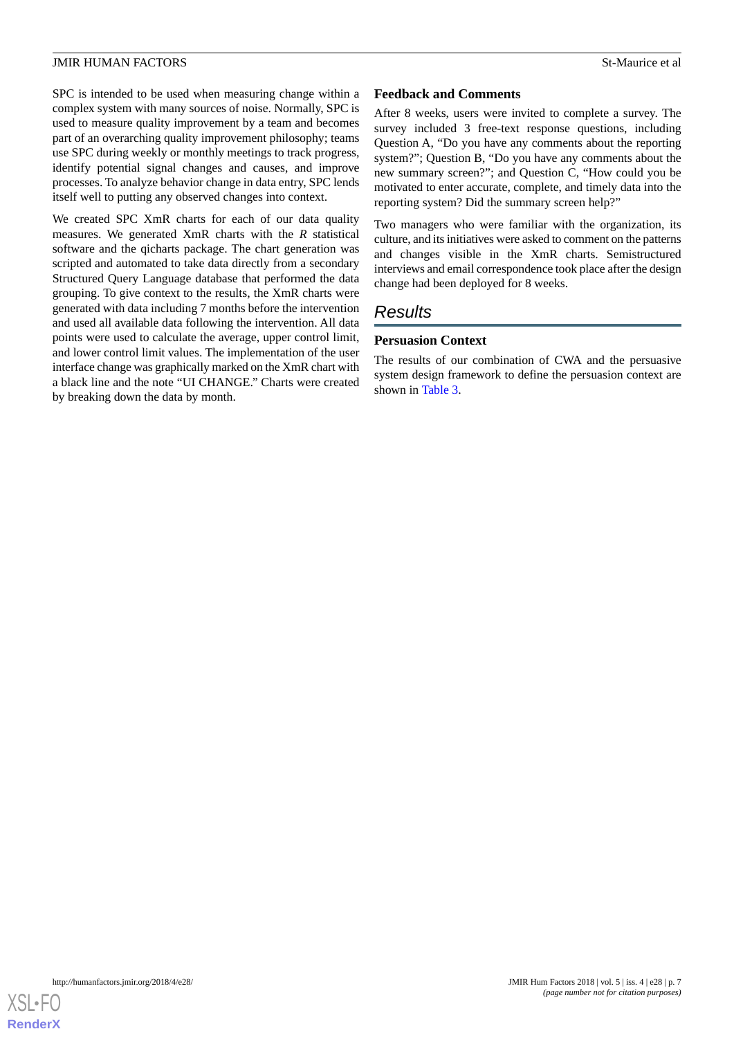SPC is intended to be used when measuring change within a complex system with many sources of noise. Normally, SPC is used to measure quality improvement by a team and becomes part of an overarching quality improvement philosophy; teams use SPC during weekly or monthly meetings to track progress, identify potential signal changes and causes, and improve processes. To analyze behavior change in data entry, SPC lends itself well to putting any observed changes into context.

We created SPC XmR charts for each of our data quality measures. We generated XmR charts with the *R* statistical software and the qicharts package. The chart generation was scripted and automated to take data directly from a secondary Structured Query Language database that performed the data grouping. To give context to the results, the XmR charts were generated with data including 7 months before the intervention and used all available data following the intervention. All data points were used to calculate the average, upper control limit, and lower control limit values. The implementation of the user interface change was graphically marked on the XmR chart with a black line and the note "UI CHANGE." Charts were created by breaking down the data by month.

### Feedback and Comments

After 8 weeks, users were invited to complete a survey. The survey included 3 free-text response questions, including Question A, "Do you have any comments about the reporting system?"; Question B, "Do you have any comments about the new summary screen?"; and Question C, "How could you be motivated to enter accurate, complete, and timely data into the reporting system? Did the summary screen help?"

Two managers who were familiar with the organization, its culture, and its initiatives were asked to comment on the patterns and changes visible in the XmR charts. Semistructured interviews and email correspondence took place after the design change had been deployed for 8 weeks.

## Results

### Persuasion Context

The results of our combination of CWA and the persuasive system design framework to define the persuasion context are shown in Table 3.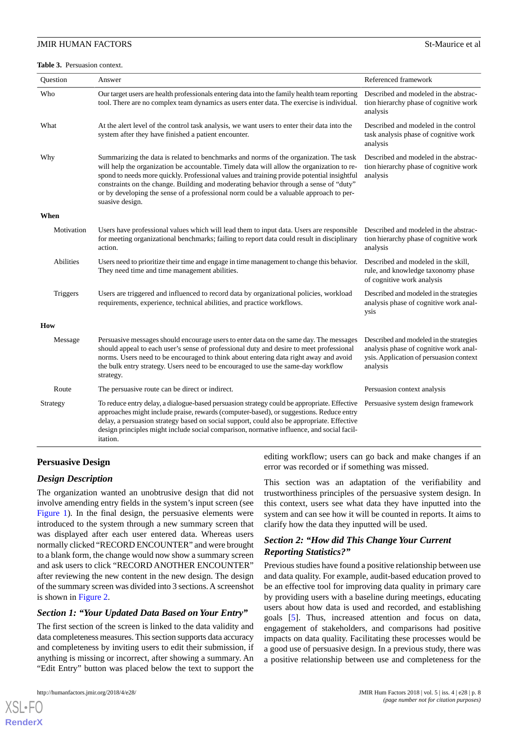**Table 3.** Persuasion context.

| Question | Answer | Referenced framework |
|---|---|---|
| Who | Our target users are health professionals entering data into the family health team reporting tool. There are no complex team dynamics as users enter data. The exercise is individual. | Described and modeled in the abstraction hierarchy phase of cognitive work analysis |
| What | At the alert level of the control task analysis, we want users to enter their data into the system after they have finished a patient encounter. | Described and modeled in the control task analysis phase of cognitive work analysis |
| Why | Summarizing the data is related to benchmarks and norms of the organization. The task will help the organization be accountable. Timely data will allow the organization to respond to needs more quickly. Professional values and training provide potential insightful constraints on the change. Building and moderating behavior through a sense of "duty" or by developing the sense of a professional norm could be a valuable approach to persuasive design. | Described and modeled in the abstraction hierarchy phase of cognitive work analysis |
| **When** | | |
| Motivation | Users have professional values which will lead them to input data. Users are responsible for meeting organizational benchmarks; failing to report data could result in disciplinary action. | Described and modeled in the abstraction hierarchy phase of cognitive work analysis |
| Abilities | Users need to prioritize their time and engage in time management to change this behavior. They need time and time management abilities. | Described and modeled in the skill, rule, and knowledge taxonomy phase of cognitive work analysis |
| Triggers | Users are triggered and influenced to record data by organizational policies, workload requirements, experience, technical abilities, and practice workflows. | Described and modeled in the strategies analysis phase of cognitive work analysis |
| **How** | | |
| Message | Persuasive messages should encourage users to enter data on the same day. The messages should appeal to each user's sense of professional duty and desire to meet professional norms. Users need to be encouraged to think about entering data right away and avoid the bulk entry strategy. Users need to be encouraged to use the same-day workflow strategy. | Described and modeled in the strategies analysis phase of cognitive work analysis. Application of persuasion context analysis |
| Route | The persuasive route can be direct or indirect. | Persuasion context analysis |
| Strategy | To reduce entry delay, a dialogue-based persuasion strategy could be appropriate. Effective approaches might include praise, rewards (computer-based), or suggestions. Reduce entry delay, a persuasion strategy based on social support, could also be appropriate. Effective design principles might include social comparison, normative influence, and social facilitation. | Persuasive system design framework |

## Persuasive Design

### Design Description

The organization wanted an unobtrusive design that did not involve amending entry fields in the system's input screen (see Figure 1). In the final design, the persuasive elements were introduced to the system through a new summary screen that was displayed after each user entered data. Whereas users normally clicked "RECORD ENCOUNTER" and were brought to a blank form, the change would now show a summary screen and ask users to click "RECORD ANOTHER ENCOUNTER" after reviewing the new content in the new design. The design of the summary screen was divided into 3 sections. A screenshot is shown in Figure 2.

### Section 1: "Your Updated Data Based on Your Entry"

The first section of the screen is linked to the data validity and data completeness measures. This section supports data accuracy and completeness by inviting users to edit their submission, if anything is missing or incorrect, after showing a summary. An "Edit Entry" button was placed below the text to support the editing workflow; users can go back and make changes if an error was recorded or if something was missed.

This section was an adaptation of the verifiability and trustworthiness principles of the persuasive system design. In this context, users see what data they have inputted into the system and can see how it will be counted in reports. It aims to clarify how the data they inputted will be used.

### Section 2: "How did This Change Your Current Reporting Statistics?"

Previous studies have found a positive relationship between use and data quality. For example, audit-based education proved to be an effective tool for improving data quality in primary care by providing users with a baseline during meetings, educating users about how data is used and recorded, and establishing goals [5]. Thus, increased attention and focus on data, engagement of stakeholders, and comparisons had positive impacts on data quality. Facilitating these processes would be a good use of persuasive design. In a previous study, there was a positive relationship between use and completeness for the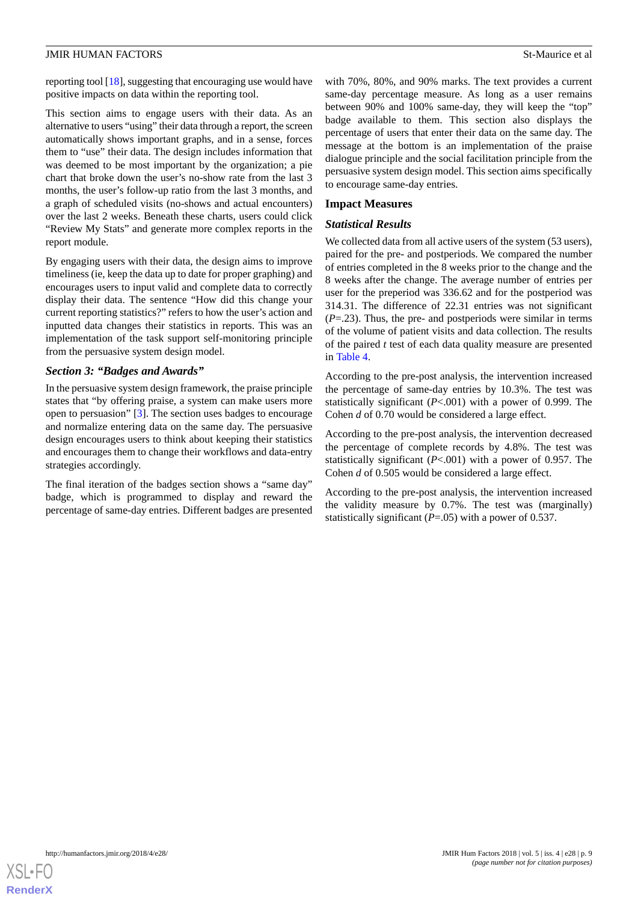reporting tool [18], suggesting that encouraging use would have positive impacts on data within the reporting tool.

This section aims to engage users with their data. As an alternative to users "using" their data through a report, the screen automatically shows important graphs, and in a sense, forces them to "use" their data. The design includes information that was deemed to be most important by the organization; a pie chart that broke down the user's no-show rate from the last 3 months, the user's follow-up ratio from the last 3 months, and a graph of scheduled visits (no-shows and actual encounters) over the last 2 weeks. Beneath these charts, users could click "Review My Stats" and generate more complex reports in the report module.

By engaging users with their data, the design aims to improve timeliness (ie, keep the data up to date for proper graphing) and encourages users to input valid and complete data to correctly display their data. The sentence "How did this change your current reporting statistics?" refers to how the user's action and inputted data changes their statistics in reports. This was an implementation of the task support self-monitoring principle from the persuasive system design model.

### *Section 3: "Badges and Awards"*

In the persuasive system design framework, the praise principle states that "by offering praise, a system can make users more open to persuasion" [3]. The section uses badges to encourage and normalize entering data on the same day. The persuasive design encourages users to think about keeping their statistics and encourages them to change their workflows and data-entry strategies accordingly.

The final iteration of the badges section shows a "same day" badge, which is programmed to display and reward the percentage of same-day entries. Different badges are presented with 70%, 80%, and 90% marks. The text provides a current same-day percentage measure. As long as a user remains between 90% and 100% same-day, they will keep the "top" badge available to them. This section also displays the percentage of users that enter their data on the same day. The message at the bottom is an implementation of the praise dialogue principle and the social facilitation principle from the persuasive system design model. This section aims specifically to encourage same-day entries.

## Impact Measures

### *Statistical Results*

We collected data from all active users of the system (53 users), paired for the pre- and postperiods. We compared the number of entries completed in the 8 weeks prior to the change and the 8 weeks after the change. The average number of entries per user for the preperiod was 336.62 and for the postperiod was 314.31. The difference of 22.31 entries was not significant ($P$=.23). Thus, the pre- and postperiods were similar in terms of the volume of patient visits and data collection. The results of the paired $t$ test of each data quality measure are presented in Table 4.

According to the pre-post analysis, the intervention increased the percentage of same-day entries by 10.3%. The test was statistically significant ($P$<.001) with a power of 0.999. The Cohen $d$ of 0.70 would be considered a large effect.

According to the pre-post analysis, the intervention decreased the percentage of complete records by 4.8%. The test was statistically significant ($P$<.001) with a power of 0.957. The Cohen $d$ of 0.505 would be considered a large effect.

According to the pre-post analysis, the intervention increased the validity measure by 0.7%. The test was (marginally) statistically significant ($P$=.05) with a power of 0.537.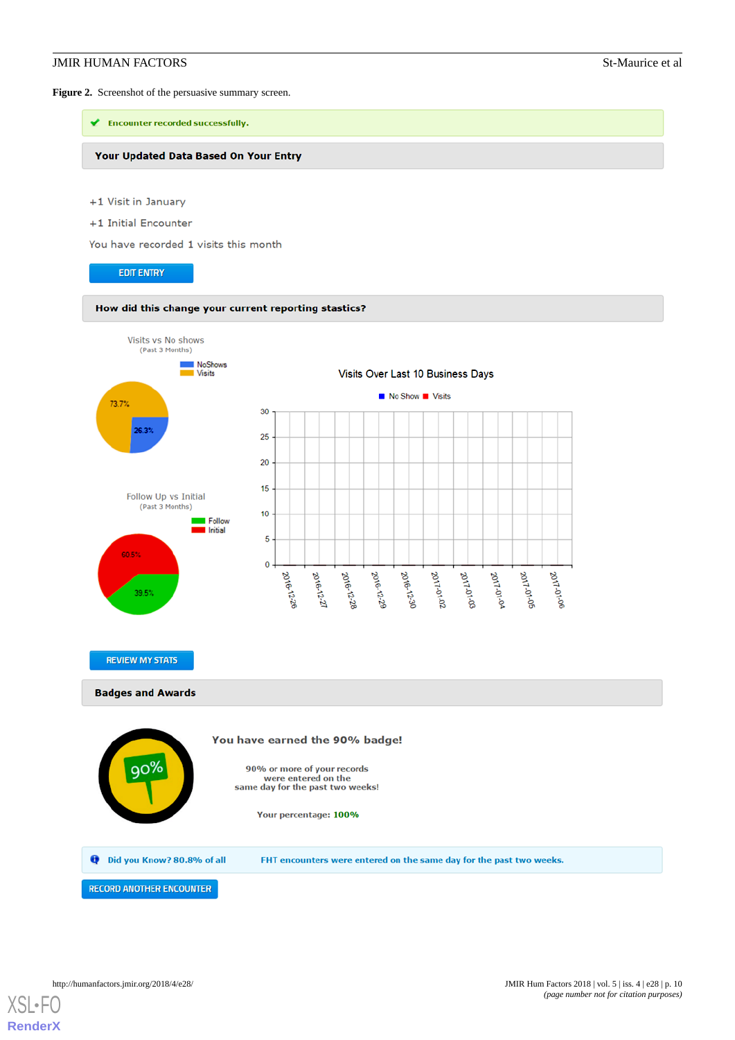**Figure 2.** Screenshot of the persuasive summary screen.

Encounter recorded successfully.

**Your Updated Data Based On Your Entry**

+1 Visit in January

+1 Initial Encounter

You have recorded 1 visits this month

EDIT ENTRY

**How did this change your current reporting stastics?**

Visits vs No shows (Past 3 Months)

NoShows 26.3%, Visits 73.7%

Follow Up vs Initial (Past 3 Months)

Follow 39.5%, Initial 60.5%

Visits Over Last 10 Business Days

No Show, Visits

2016-12-26, 2016-12-27, 2016-12-28, 2016-12-29, 2016-12-30, 2017-01-02, 2017-01-03, 2017-01-04, 2017-01-05, 2017-01-06

REVIEW MY STATS

**Badges and Awards**

90%

**You have earned the 90% badge!**

90% or more of your records were entered on the same day for the past two weeks!

Your percentage: **100%**

Did you Know? 80.8% of all FHT encounters were entered on the same day for the past two weeks.

RECORD ANOTHER ENCOUNTER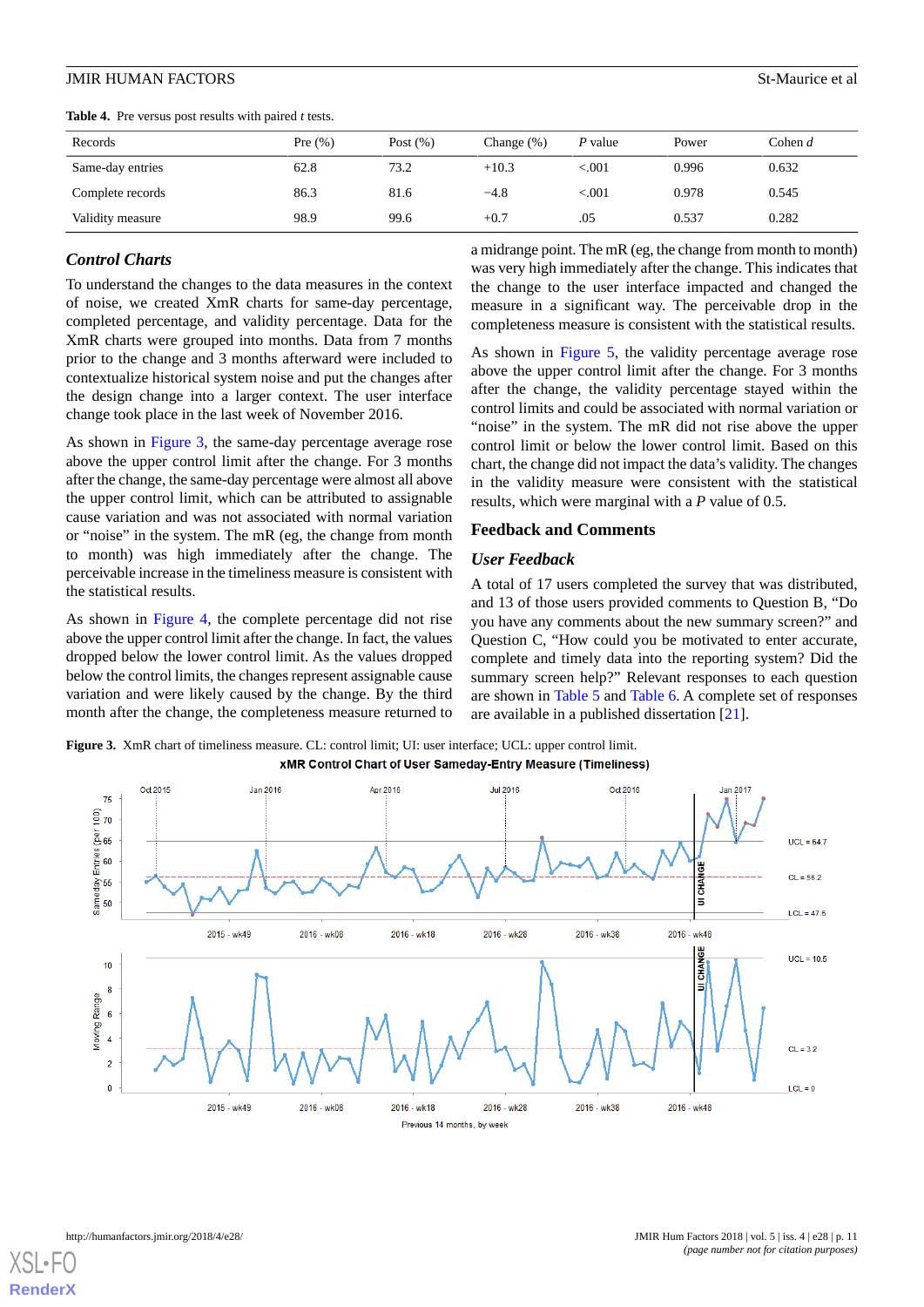**Table 4.** Pre versus post results with paired *t* tests.

| Records | Pre (%) | Post (%) | Change (%) | *P* value | Power | Cohen *d* |
|---|---|---|---|---|---|---|
| Same-day entries | 62.8 | 73.2 | +10.3 | <.001 | 0.996 | 0.632 |
| Complete records | 86.3 | 81.6 | −4.8 | <.001 | 0.978 | 0.545 |
| Validity measure | 98.9 | 99.6 | +0.7 | .05 | 0.537 | 0.282 |

### *Control Charts*

To understand the changes to the data measures in the context of noise, we created XmR charts for same-day percentage, completed percentage, and validity percentage. Data for the XmR charts were grouped into months. Data from 7 months prior to the change and 3 months afterward were included to contextualize historical system noise and put the changes after the design change into a larger context. The user interface change took place in the last week of November 2016.

As shown in Figure 3, the same-day percentage average rose above the upper control limit after the change. For 3 months after the change, the same-day percentage were almost all above the upper control limit, which can be attributed to assignable cause variation and was not associated with normal variation or "noise" in the system. The mR (eg, the change from month to month) was high immediately after the change. The perceivable increase in the timeliness measure is consistent with the statistical results.

As shown in Figure 4, the complete percentage did not rise above the upper control limit after the change. In fact, the values dropped below the lower control limit. As the values dropped below the control limits, the changes represent assignable cause variation and were likely caused by the change. By the third month after the change, the completeness measure returned to a midrange point. The mR (eg, the change from month to month) was very high immediately after the change. This indicates that the change to the user interface impacted and changed the measure in a significant way. The perceivable drop in the completeness measure is consistent with the statistical results.

As shown in Figure 5, the validity percentage average rose above the upper control limit after the change. For 3 months after the change, the validity percentage stayed within the control limits and could be associated with normal variation or "noise" in the system. The mR did not rise above the upper control limit or below the lower control limit. Based on this chart, the change did not impact the data's validity. The changes in the validity measure were consistent with the statistical results, which were marginal with a *P* value of 0.5.

## Feedback and Comments

### *User Feedback*

A total of 17 users completed the survey that was distributed, and 13 of those users provided comments to Question B, "Do you have any comments about the new summary screen?" and Question C, "How could you be motivated to enter accurate, complete and timely data into the reporting system? Did the summary screen help?" Relevant responses to each question are shown in Table 5 and Table 6. A complete set of responses are available in a published dissertation [21].

**Figure 3.** XmR chart of timeliness measure. CL: control limit; UI: user interface; UCL: upper control limit.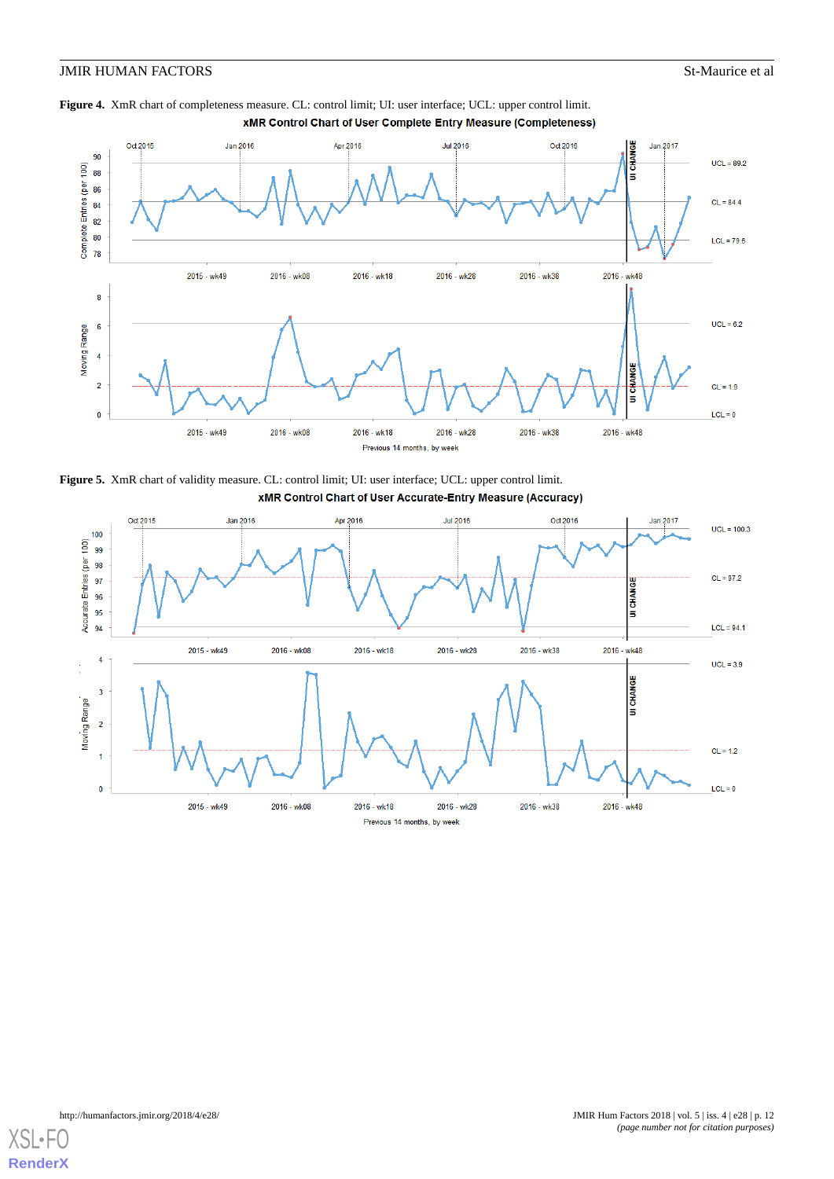**Figure 4.** XmR chart of completeness measure. CL: control limit; UI: user interface; UCL: upper control limit.

**Figure 5.** XmR chart of validity measure. CL: control limit; UI: user interface; UCL: upper control limit.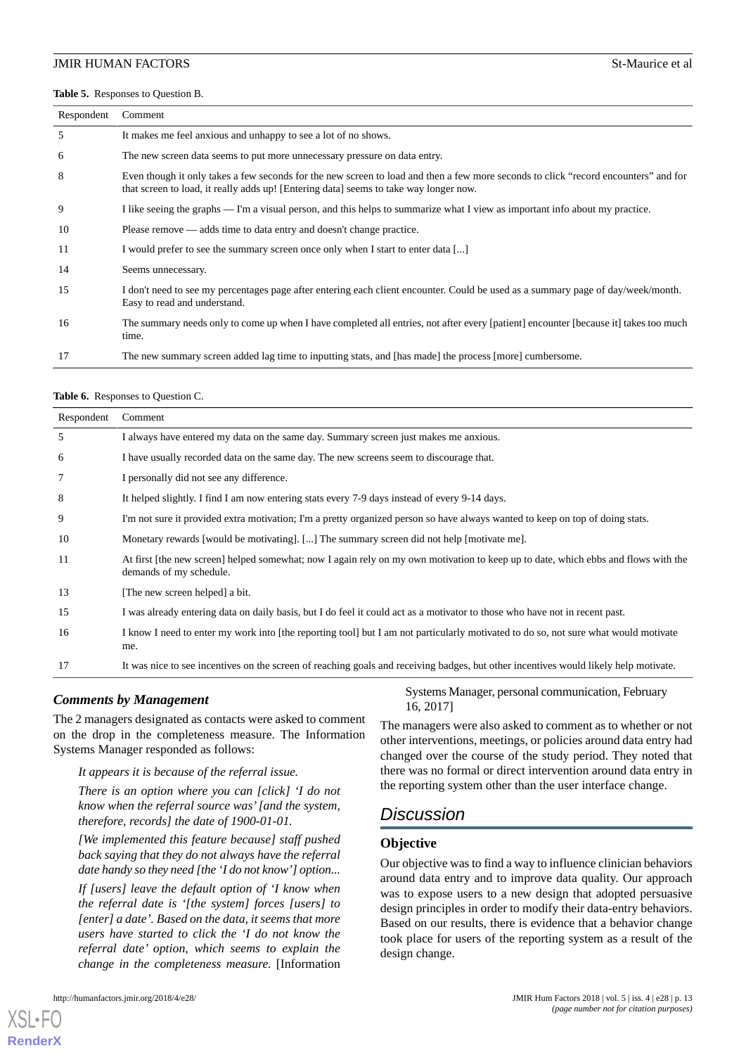**Table 5.** Responses to Question B.

| Respondent | Comment |
|---|---|
| 5 | It makes me feel anxious and unhappy to see a lot of no shows. |
| 6 | The new screen data seems to put more unnecessary pressure on data entry. |
| 8 | Even though it only takes a few seconds for the new screen to load and then a few more seconds to click “record encounters” and for that screen to load, it really adds up! [Entering data] seems to take way longer now. |
| 9 | I like seeing the graphs — I'm a visual person, and this helps to summarize what I view as important info about my practice. |
| 10 | Please remove — adds time to data entry and doesn't change practice. |
| 11 | I would prefer to see the summary screen once only when I start to enter data [...] |
| 14 | Seems unnecessary. |
| 15 | I don't need to see my percentages page after entering each client encounter. Could be used as a summary page of day/week/month. Easy to read and understand. |
| 16 | The summary needs only to come up when I have completed all entries, not after every [patient] encounter [because it] takes too much time. |
| 17 | The new summary screen added lag time to inputting stats, and [has made] the process [more] cumbersome. |

**Table 6.** Responses to Question C.

| Respondent | Comment |
|---|---|
| 5 | I always have entered my data on the same day. Summary screen just makes me anxious. |
| 6 | I have usually recorded data on the same day. The new screens seem to discourage that. |
| 7 | I personally did not see any difference. |
| 8 | It helped slightly. I find I am now entering stats every 7-9 days instead of every 9-14 days. |
| 9 | I'm not sure it provided extra motivation; I'm a pretty organized person so have always wanted to keep on top of doing stats. |
| 10 | Monetary rewards [would be motivating]. [...] The summary screen did not help [motivate me]. |
| 11 | At first [the new screen] helped somewhat; now I again rely on my own motivation to keep up to date, which ebbs and flows with the demands of my schedule. |
| 13 | [The new screen helped] a bit. |
| 15 | I was already entering data on daily basis, but I do feel it could act as a motivator to those who have not in recent past. |
| 16 | I know I need to enter my work into [the reporting tool] but I am not particularly motivated to do so, not sure what would motivate me. |
| 17 | It was nice to see incentives on the screen of reaching goals and receiving badges, but other incentives would likely help motivate. |

### Comments by Management

The 2 managers designated as contacts were asked to comment on the drop in the completeness measure. The Information Systems Manager responded as follows:

> *It appears it is because of the referral issue.*
>
> *There is an option where you can [click] ‘I do not know when the referral source was’ [and the system, therefore, records] the date of 1900-01-01.*
>
> *[We implemented this feature because] staff pushed back saying that they do not always have the referral date handy so they need [the ‘I do not know’] option...*
>
> *If [users] leave the default option of ‘I know when the referral date is ‘[the system] forces [users] to [enter] a date’. Based on the data, it seems that more users have started to click the ‘I do not know the referral date’ option, which seems to explain the change in the completeness measure.* [Information Systems Manager, personal communication, February 16, 2017]

The managers were also asked to comment as to whether or not other interventions, meetings, or policies around data entry had changed over the course of the study period. They noted that there was no formal or direct intervention around data entry in the reporting system other than the user interface change.

## Discussion

### Objective

Our objective was to find a way to influence clinician behaviors around data entry and to improve data quality. Our approach was to expose users to a new design that adopted persuasive design principles in order to modify their data-entry behaviors. Based on our results, there is evidence that a behavior change took place for users of the reporting system as a result of the design change.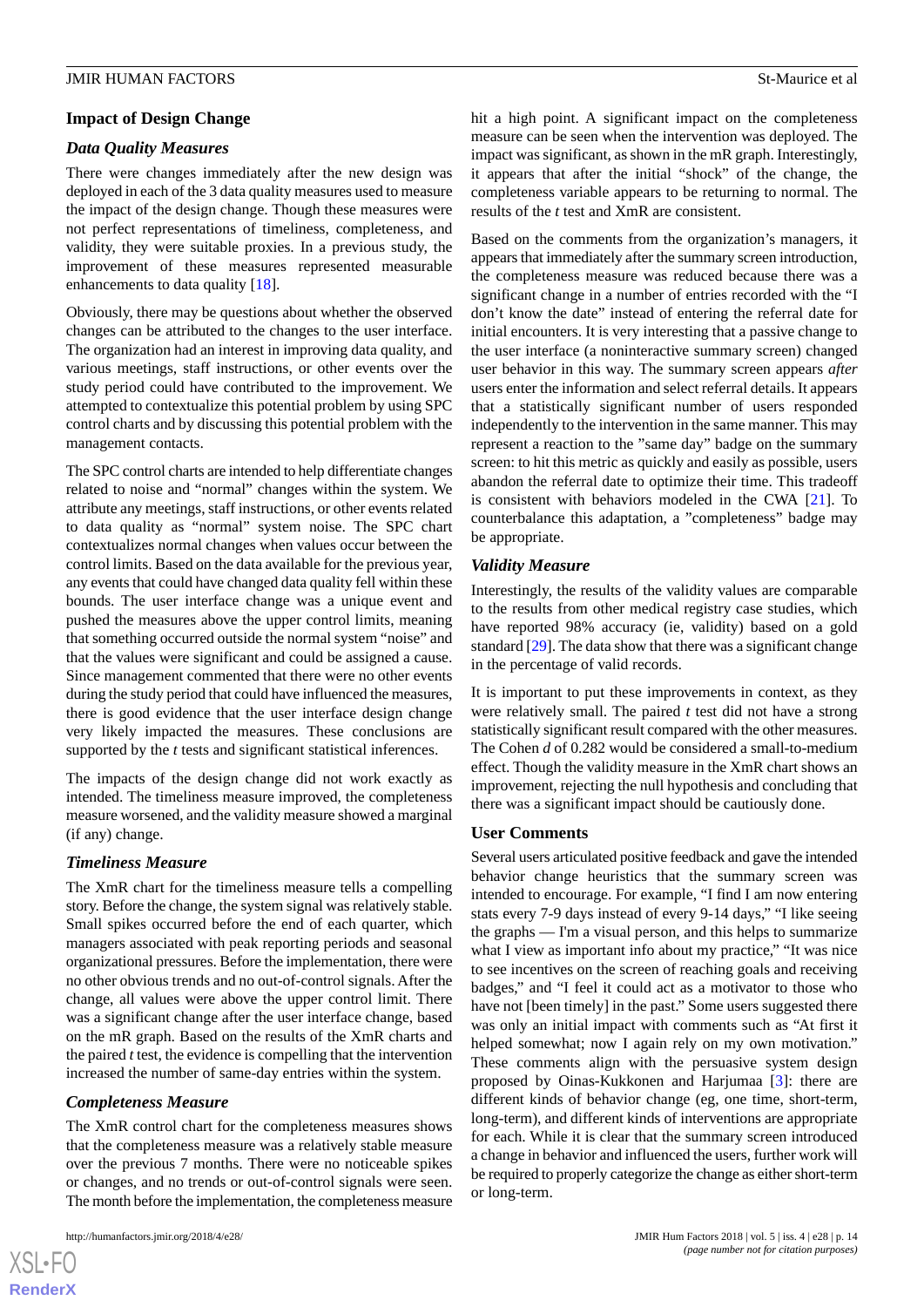## Impact of Design Change

### Data Quality Measures

There were changes immediately after the new design was deployed in each of the 3 data quality measures used to measure the impact of the design change. Though these measures were not perfect representations of timeliness, completeness, and validity, they were suitable proxies. In a previous study, the improvement of these measures represented measurable enhancements to data quality [18].

Obviously, there may be questions about whether the observed changes can be attributed to the changes to the user interface. The organization had an interest in improving data quality, and various meetings, staff instructions, or other events over the study period could have contributed to the improvement. We attempted to contextualize this potential problem by using SPC control charts and by discussing this potential problem with the management contacts.

The SPC control charts are intended to help differentiate changes related to noise and "normal" changes within the system. We attribute any meetings, staff instructions, or other events related to data quality as "normal" system noise. The SPC chart contextualizes normal changes when values occur between the control limits. Based on the data available for the previous year, any events that could have changed data quality fell within these bounds. The user interface change was a unique event and pushed the measures above the upper control limits, meaning that something occurred outside the normal system "noise" and that the values were significant and could be assigned a cause. Since management commented that there were no other events during the study period that could have influenced the measures, there is good evidence that the user interface design change very likely impacted the measures. These conclusions are supported by the *t* tests and significant statistical inferences.

The impacts of the design change did not work exactly as intended. The timeliness measure improved, the completeness measure worsened, and the validity measure showed a marginal (if any) change.

### Timeliness Measure

The XmR chart for the timeliness measure tells a compelling story. Before the change, the system signal was relatively stable. Small spikes occurred before the end of each quarter, which managers associated with peak reporting periods and seasonal organizational pressures. Before the implementation, there were no other obvious trends and no out-of-control signals. After the change, all values were above the upper control limit. There was a significant change after the user interface change, based on the mR graph. Based on the results of the XmR charts and the paired *t* test, the evidence is compelling that the intervention increased the number of same-day entries within the system.

### Completeness Measure

The XmR control chart for the completeness measures shows that the completeness measure was a relatively stable measure over the previous 7 months. There were no noticeable spikes or changes, and no trends or out-of-control signals were seen. The month before the implementation, the completeness measure hit a high point. A significant impact on the completeness measure can be seen when the intervention was deployed. The impact was significant, as shown in the mR graph. Interestingly, it appears that after the initial "shock" of the change, the completeness variable appears to be returning to normal. The results of the *t* test and XmR are consistent.

Based on the comments from the organization's managers, it appears that immediately after the summary screen introduction, the completeness measure was reduced because there was a significant change in a number of entries recorded with the "I don't know the date" instead of entering the referral date for initial encounters. It is very interesting that a passive change to the user interface (a noninteractive summary screen) changed user behavior in this way. The summary screen appears *after* users enter the information and select referral details. It appears that a statistically significant number of users responded independently to the intervention in the same manner. This may represent a reaction to the "same day" badge on the summary screen: to hit this metric as quickly and easily as possible, users abandon the referral date to optimize their time. This tradeoff is consistent with behaviors modeled in the CWA [21]. To counterbalance this adaptation, a "completeness" badge may be appropriate.

### Validity Measure

Interestingly, the results of the validity values are comparable to the results from other medical registry case studies, which have reported 98% accuracy (ie, validity) based on a gold standard [29]. The data show that there was a significant change in the percentage of valid records.

It is important to put these improvements in context, as they were relatively small. The paired *t* test did not have a strong statistically significant result compared with the other measures. The Cohen *d* of 0.282 would be considered a small-to-medium effect. Though the validity measure in the XmR chart shows an improvement, rejecting the null hypothesis and concluding that there was a significant impact should be cautiously done.

## User Comments

Several users articulated positive feedback and gave the intended behavior change heuristics that the summary screen was intended to encourage. For example, "I find I am now entering stats every 7-9 days instead of every 9-14 days," "I like seeing the graphs — I'm a visual person, and this helps to summarize what I view as important info about my practice," "It was nice to see incentives on the screen of reaching goals and receiving badges," and "I feel it could act as a motivator to those who have not [been timely] in the past." Some users suggested there was only an initial impact with comments such as "At first it helped somewhat; now I again rely on my own motivation." These comments align with the persuasive system design proposed by Oinas-Kukkonen and Harjumaa [3]: there are different kinds of behavior change (eg, one time, short-term, long-term), and different kinds of interventions are appropriate for each. While it is clear that the summary screen introduced a change in behavior and influenced the users, further work will be required to properly categorize the change as either short-term or long-term.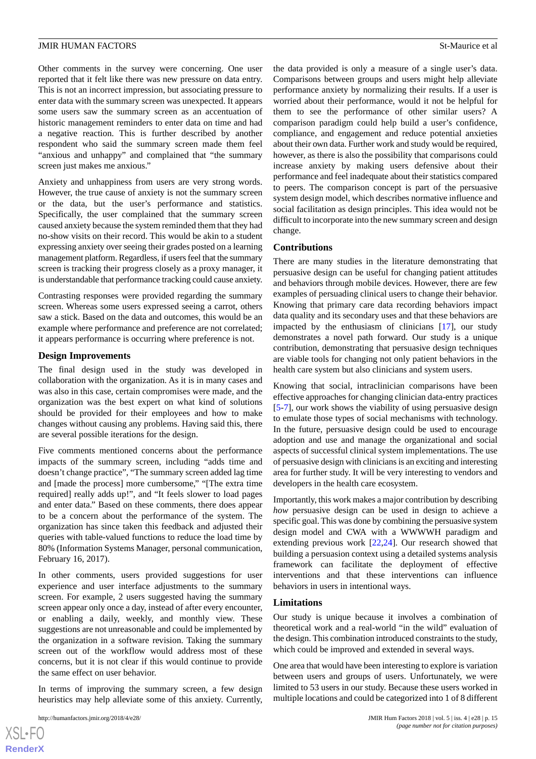Other comments in the survey were concerning. One user reported that it felt like there was new pressure on data entry. This is not an incorrect impression, but associating pressure to enter data with the summary screen was unexpected. It appears some users saw the summary screen as an accentuation of historic management reminders to enter data on time and had a negative reaction. This is further described by another respondent who said the summary screen made them feel "anxious and unhappy" and complained that "the summary screen just makes me anxious."

Anxiety and unhappiness from users are very strong words. However, the true cause of anxiety is not the summary screen or the data, but the user's performance and statistics. Specifically, the user complained that the summary screen caused anxiety because the system reminded them that they had no-show visits on their record. This would be akin to a student expressing anxiety over seeing their grades posted on a learning management platform. Regardless, if users feel that the summary screen is tracking their progress closely as a proxy manager, it is understandable that performance tracking could cause anxiety.

Contrasting responses were provided regarding the summary screen. Whereas some users expressed seeing a carrot, others saw a stick. Based on the data and outcomes, this would be an example where performance and preference are not correlated; it appears performance is occurring where preference is not.

### Design Improvements

The final design used in the study was developed in collaboration with the organization. As it is in many cases and was also in this case, certain compromises were made, and the organization was the best expert on what kind of solutions should be provided for their employees and how to make changes without causing any problems. Having said this, there are several possible iterations for the design.

Five comments mentioned concerns about the performance impacts of the summary screen, including "adds time and doesn't change practice", "The summary screen added lag time and [made the process] more cumbersome," "[The extra time required] really adds up!", and "It feels slower to load pages and enter data." Based on these comments, there does appear to be a concern about the performance of the system. The organization has since taken this feedback and adjusted their queries with table-valued functions to reduce the load time by 80% (Information Systems Manager, personal communication, February 16, 2017).

In other comments, users provided suggestions for user experience and user interface adjustments to the summary screen. For example, 2 users suggested having the summary screen appear only once a day, instead of after every encounter, or enabling a daily, weekly, and monthly view. These suggestions are not unreasonable and could be implemented by the organization in a software revision. Taking the summary screen out of the workflow would address most of these concerns, but it is not clear if this would continue to provide the same effect on user behavior.

In terms of improving the summary screen, a few design heuristics may help alleviate some of this anxiety. Currently, the data provided is only a measure of a single user's data. Comparisons between groups and users might help alleviate performance anxiety by normalizing their results. If a user is worried about their performance, would it not be helpful for them to see the performance of other similar users? A comparison paradigm could help build a user's confidence, compliance, and engagement and reduce potential anxieties about their own data. Further work and study would be required, however, as there is also the possibility that comparisons could increase anxiety by making users defensive about their performance and feel inadequate about their statistics compared to peers. The comparison concept is part of the persuasive system design model, which describes normative influence and social facilitation as design principles. This idea would not be difficult to incorporate into the new summary screen and design change.

### Contributions

There are many studies in the literature demonstrating that persuasive design can be useful for changing patient attitudes and behaviors through mobile devices. However, there are few examples of persuading clinical users to change their behavior. Knowing that primary care data recording behaviors impact data quality and its secondary uses and that these behaviors are impacted by the enthusiasm of clinicians [17], our study demonstrates a novel path forward. Our study is a unique contribution, demonstrating that persuasive design techniques are viable tools for changing not only patient behaviors in the health care system but also clinicians and system users.

Knowing that social, intraclinician comparisons have been effective approaches for changing clinician data-entry practices [5-7], our work shows the viability of using persuasive design to emulate those types of social mechanisms with technology. In the future, persuasive design could be used to encourage adoption and use and manage the organizational and social aspects of successful clinical system implementations. The use of persuasive design with clinicians is an exciting and interesting area for further study. It will be very interesting to vendors and developers in the health care ecosystem.

Importantly, this work makes a major contribution by describing *how* persuasive design can be used in design to achieve a specific goal. This was done by combining the persuasive system design model and CWA with a WWWWH paradigm and extending previous work [22,24]. Our research showed that building a persuasion context using a detailed systems analysis framework can facilitate the deployment of effective interventions and that these interventions can influence behaviors in users in intentional ways.

### Limitations

Our study is unique because it involves a combination of theoretical work and a real-world "in the wild" evaluation of the design. This combination introduced constraints to the study, which could be improved and extended in several ways.

One area that would have been interesting to explore is variation between users and groups of users. Unfortunately, we were limited to 53 users in our study. Because these users worked in multiple locations and could be categorized into 1 of 8 different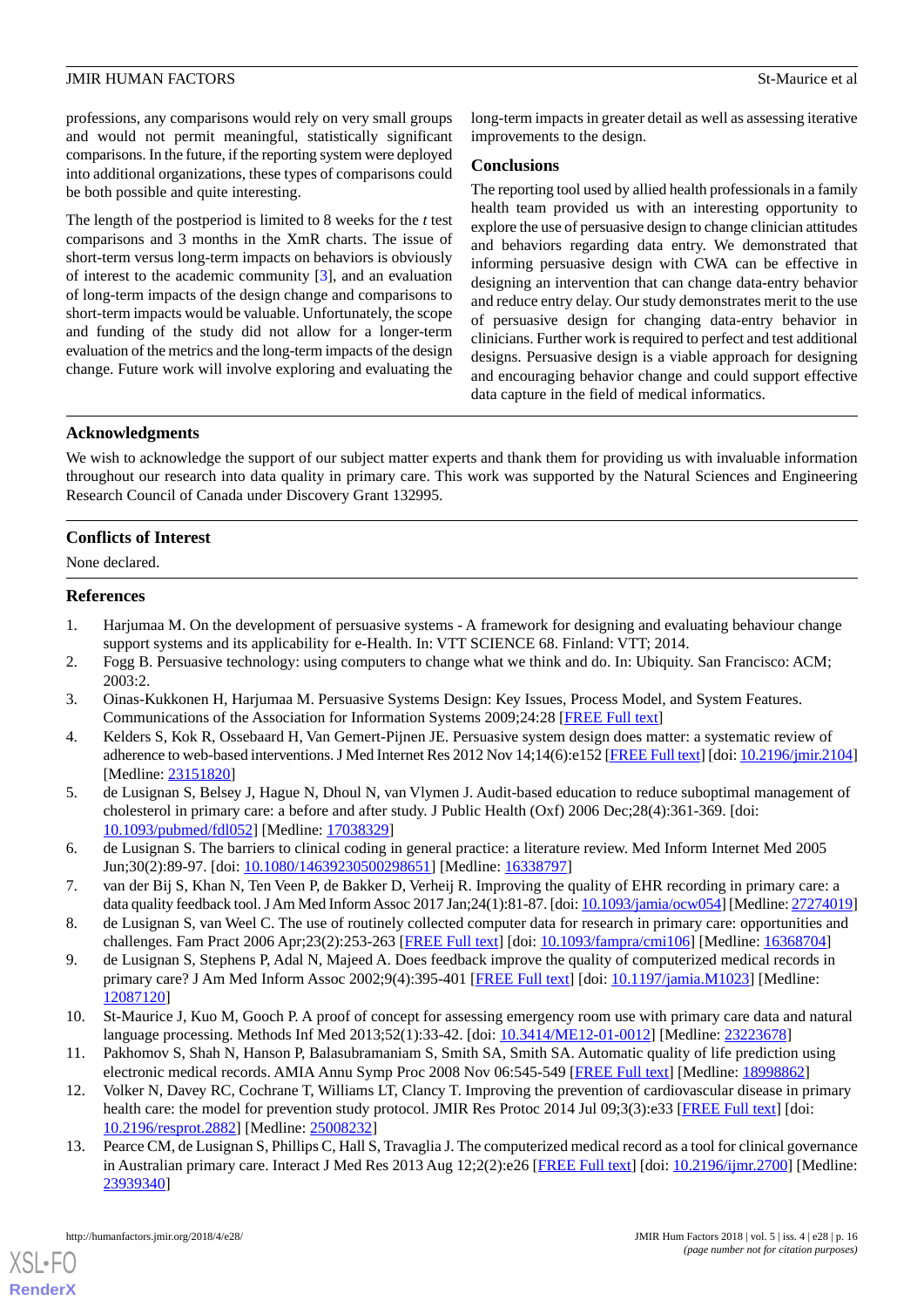professions, any comparisons would rely on very small groups and would not permit meaningful, statistically significant comparisons. In the future, if the reporting system were deployed into additional organizations, these types of comparisons could be both possible and quite interesting.

The length of the postperiod is limited to 8 weeks for the *t* test comparisons and 3 months in the XmR charts. The issue of short-term versus long-term impacts on behaviors is obviously of interest to the academic community [3], and an evaluation of long-term impacts of the design change and comparisons to short-term impacts would be valuable. Unfortunately, the scope and funding of the study did not allow for a longer-term evaluation of the metrics and the long-term impacts of the design change. Future work will involve exploring and evaluating the long-term impacts in greater detail as well as assessing iterative improvements to the design.

### Conclusions

The reporting tool used by allied health professionals in a family health team provided us with an interesting opportunity to explore the use of persuasive design to change clinician attitudes and behaviors regarding data entry. We demonstrated that informing persuasive design with CWA can be effective in designing an intervention that can change data-entry behavior and reduce entry delay. Our study demonstrates merit to the use of persuasive design for changing data-entry behavior in clinicians. Further work is required to perfect and test additional designs. Persuasive design is a viable approach for designing and encouraging behavior change and could support effective data capture in the field of medical informatics.

## Acknowledgments

We wish to acknowledge the support of our subject matter experts and thank them for providing us with invaluable information throughout our research into data quality in primary care. This work was supported by the Natural Sciences and Engineering Research Council of Canada under Discovery Grant 132995.

## Conflicts of Interest

None declared.

## References

1. Harjumaa M. On the development of persuasive systems - A framework for designing and evaluating behaviour change support systems and its applicability for e-Health. In: VTT SCIENCE 68. Finland: VTT; 2014.
2. Fogg B. Persuasive technology: using computers to change what we think and do. In: Ubiquity. San Francisco: ACM; 2003:2.
3. Oinas-Kukkonen H, Harjumaa M. Persuasive Systems Design: Key Issues, Process Model, and System Features. Communications of the Association for Information Systems 2009;24:28 [FREE Full text]
4. Kelders S, Kok R, Ossebaard H, Van Gemert-Pijnen JE. Persuasive system design does matter: a systematic review of adherence to web-based interventions. J Med Internet Res 2012 Nov 14;14(6):e152 [FREE Full text] [doi: 10.2196/jmir.2104] [Medline: 23151820]
5. de Lusignan S, Belsey J, Hague N, Dhoul N, van Vlymen J. Audit-based education to reduce suboptimal management of cholesterol in primary care: a before and after study. J Public Health (Oxf) 2006 Dec;28(4):361-369. [doi: 10.1093/pubmed/fdl052] [Medline: 17038329]
6. de Lusignan S. The barriers to clinical coding in general practice: a literature review. Med Inform Internet Med 2005 Jun;30(2):89-97. [doi: 10.1080/14639230500298651] [Medline: 16338797]
7. van der Bij S, Khan N, Ten Veen P, de Bakker D, Verheij R. Improving the quality of EHR recording in primary care: a data quality feedback tool. J Am Med Inform Assoc 2017 Jan;24(1):81-87. [doi: 10.1093/jamia/ocw054] [Medline: 27274019]
8. de Lusignan S, van Weel C. The use of routinely collected computer data for research in primary care: opportunities and challenges. Fam Pract 2006 Apr;23(2):253-263 [FREE Full text] [doi: 10.1093/fampra/cmi106] [Medline: 16368704]
9. de Lusignan S, Stephens P, Adal N, Majeed A. Does feedback improve the quality of computerized medical records in primary care? J Am Med Inform Assoc 2002;9(4):395-401 [FREE Full text] [doi: 10.1197/jamia.M1023] [Medline: 12087120]
10. St-Maurice J, Kuo M, Gooch P. A proof of concept for assessing emergency room use with primary care data and natural language processing. Methods Inf Med 2013;52(1):33-42. [doi: 10.3414/ME12-01-0012] [Medline: 23223678]
11. Pakhomov S, Shah N, Hanson P, Balasubramaniam S, Smith SA, Smith SA. Automatic quality of life prediction using electronic medical records. AMIA Annu Symp Proc 2008 Nov 06:545-549 [FREE Full text] [Medline: 18998862]
12. Volker N, Davey RC, Cochrane T, Williams LT, Clancy T. Improving the prevention of cardiovascular disease in primary health care: the model for prevention study protocol. JMIR Res Protoc 2014 Jul 09;3(3):e33 [FREE Full text] [doi: 10.2196/resprot.2882] [Medline: 25008232]
13. Pearce CM, de Lusignan S, Phillips C, Hall S, Travaglia J. The computerized medical record as a tool for clinical governance in Australian primary care. Interact J Med Res 2013 Aug 12;2(2):e26 [FREE Full text] [doi: 10.2196/ijmr.2700] [Medline: 23939340]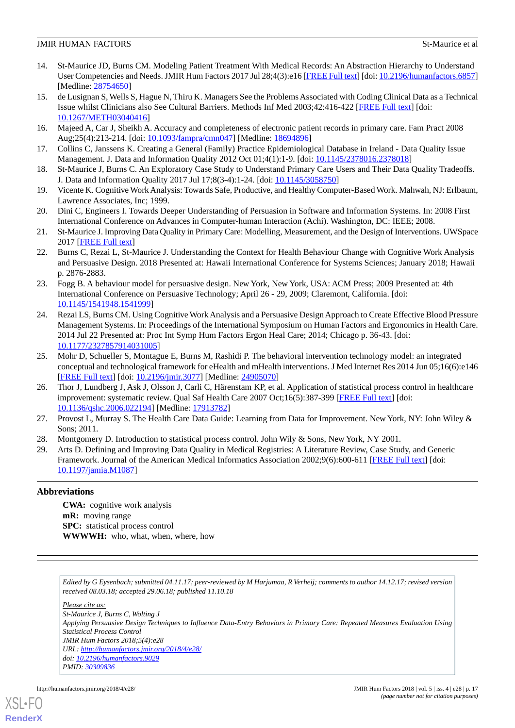14. St-Maurice JD, Burns CM. Modeling Patient Treatment With Medical Records: An Abstraction Hierarchy to Understand User Competencies and Needs. JMIR Hum Factors 2017 Jul 28;4(3):e16 [FREE Full text] [doi: 10.2196/humanfactors.6857] [Medline: 28754650]
15. de Lusignan S, Wells S, Hague N, Thiru K. Managers See the Problems Associated with Coding Clinical Data as a Technical Issue whilst Clinicians also See Cultural Barriers. Methods Inf Med 2003;42:416-422 [FREE Full text] [doi: 10.1267/METH03040416]
16. Majeed A, Car J, Sheikh A. Accuracy and completeness of electronic patient records in primary care. Fam Pract 2008 Aug;25(4):213-214. [doi: 10.1093/fampra/cmn047] [Medline: 18694896]
17. Collins C, Janssens K. Creating a General (Family) Practice Epidemiological Database in Ireland - Data Quality Issue Management. J. Data and Information Quality 2012 Oct 01;4(1):1-9. [doi: 10.1145/2378016.2378018]
18. St-Maurice J, Burns C. An Exploratory Case Study to Understand Primary Care Users and Their Data Quality Tradeoffs. J. Data and Information Quality 2017 Jul 17;8(3-4):1-24. [doi: 10.1145/3058750]
19. Vicente K. Cognitive Work Analysis: Towards Safe, Productive, and Healthy Computer-Based Work. Mahwah, NJ: Erlbaum, Lawrence Associates, Inc; 1999.
20. Dini C, Engineers I. Towards Deeper Understanding of Persuasion in Software and Information Systems. In: 2008 First International Conference on Advances in Computer-human Interaction (Achi). Washington, DC: IEEE; 2008.
21. St-Maurice J. Improving Data Quality in Primary Care: Modelling, Measurement, and the Design of Interventions. UWSpace 2017 [FREE Full text]
22. Burns C, Rezai L, St-Maurice J. Understanding the Context for Health Behaviour Change with Cognitive Work Analysis and Persuasive Design. 2018 Presented at: Hawaii International Conference for Systems Sciences; January 2018; Hawaii p. 2876-2883.
23. Fogg B. A behaviour model for persuasive design. New York, New York, USA: ACM Press; 2009 Presented at: 4th International Conference on Persuasive Technology; April 26 - 29, 2009; Claremont, California. [doi: 10.1145/1541948.1541999]
24. Rezai LS, Burns CM. Using Cognitive Work Analysis and a Persuasive Design Approach to Create Effective Blood Pressure Management Systems. In: Proceedings of the International Symposium on Human Factors and Ergonomics in Health Care. 2014 Jul 22 Presented at: Proc Int Symp Hum Factors Ergon Heal Care; 2014; Chicago p. 36-43. [doi: 10.1177/2327857914031005]
25. Mohr D, Schueller S, Montague E, Burns M, Rashidi P. The behavioral intervention technology model: an integrated conceptual and technological framework for eHealth and mHealth interventions. J Med Internet Res 2014 Jun 05;16(6):e146 [FREE Full text] [doi: 10.2196/jmir.3077] [Medline: 24905070]
26. Thor J, Lundberg J, Ask J, Olsson J, Carli C, Härenstam KP, et al. Application of statistical process control in healthcare improvement: systematic review. Qual Saf Health Care 2007 Oct;16(5):387-399 [FREE Full text] [doi: 10.1136/qshc.2006.022194] [Medline: 17913782]
27. Provost L, Murray S. The Health Care Data Guide: Learning from Data for Improvement. New York, NY: John Wiley & Sons; 2011.
28. Montgomery D. Introduction to statistical process control. John Wily & Sons, New York, NY 2001.
29. Arts D. Defining and Improving Data Quality in Medical Registries: A Literature Review, Case Study, and Generic Framework. Journal of the American Medical Informatics Association 2002;9(6):600-611 [FREE Full text] [doi: 10.1197/jamia.M1087]

## Abbreviations

**CWA:** cognitive work analysis
**mR:** moving range
**SPC:** statistical process control
**WWWWH:** who, what, when, where, how

*Edited by G Eysenbach; submitted 04.11.17; peer-reviewed by M Harjumaa, R Verheij; comments to author 14.12.17; revised version received 08.03.18; accepted 29.06.18; published 11.10.18*

*Please cite as:*
*St-Maurice J, Burns C, Wolting J*
*Applying Persuasive Design Techniques to Influence Data-Entry Behaviors in Primary Care: Repeated Measures Evaluation Using Statistical Process Control*
*JMIR Hum Factors 2018;5(4):e28*
*URL: http://humanfactors.jmir.org/2018/4/e28/*
*doi: 10.2196/humanfactors.9029*
*PMID: 30309836*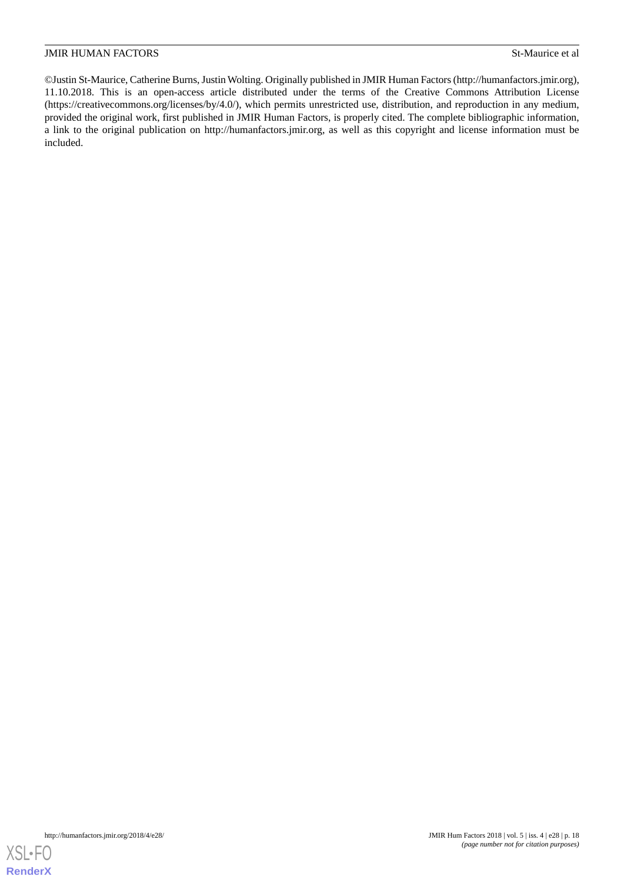©Justin St-Maurice, Catherine Burns, Justin Wolting. Originally published in JMIR Human Factors (http://humanfactors.jmir.org), 11.10.2018. This is an open-access article distributed under the terms of the Creative Commons Attribution License (https://creativecommons.org/licenses/by/4.0/), which permits unrestricted use, distribution, and reproduction in any medium, provided the original work, first published in JMIR Human Factors, is properly cited. The complete bibliographic information, a link to the original publication on http://humanfactors.jmir.org, as well as this copyright and license information must be included.